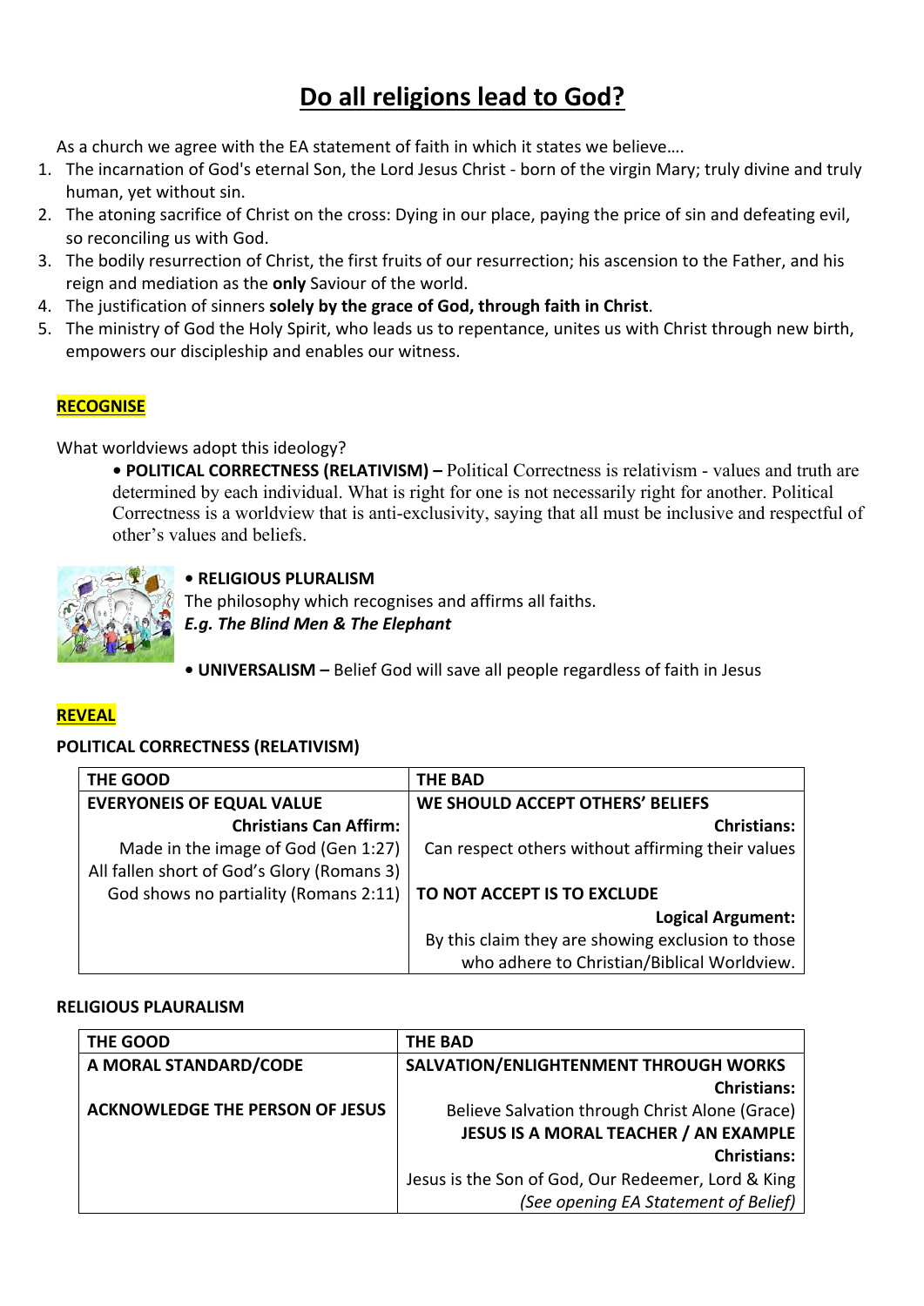# Do all religions lead to God?

As a church we agree with the EA statement of faith in which it states we believe….

1. The incarnation of God's eternal Son, the Lord Jesus Christ - born of the virgin Mary; truly divine and truly human, yet without sin.
2. The atoning sacrifice of Christ on the cross: Dying in our place, paying the price of sin and defeating evil, so reconciling us with God.
3. The bodily resurrection of Christ, the first fruits of our resurrection; his ascension to the Father, and his reign and mediation as the **only** Saviour of the world.
4. The justification of sinners **solely by the grace of God, through faith in Christ**.
5. The ministry of God the Holy Spirit, who leads us to repentance, unites us with Christ through new birth, empowers our discipleship and enables our witness.

## RECOGNISE

What worldviews adopt this ideology?

- **POLITICAL CORRECTNESS (RELATIVISM) –** Political Correctness is relativism - values and truth are determined by each individual. What is right for one is not necessarily right for another. Political Correctness is a worldview that is anti-exclusivity, saying that all must be inclusive and respectful of other's values and beliefs.

- **RELIGIOUS PLURALISM**
  The philosophy which recognises and affirms all faiths.
  ***E.g. The Blind Men & The Elephant***

- **UNIVERSALISM –** Belief God will save all people regardless of faith in Jesus

## REVEAL

### POLITICAL CORRECTNESS (RELATIVISM)

| THE GOOD | THE BAD |
|---|---|
| **EVERYONEIS OF EQUAL VALUE** | **WE SHOULD ACCEPT OTHERS' BELIEFS** |
| **Christians Can Affirm:** | **Christians:** |
| Made in the image of God (Gen 1:27) | Can respect others without affirming their values |
| All fallen short of God's Glory (Romans 3) | |
| God shows no partiality (Romans 2:11) | **TO NOT ACCEPT IS TO EXCLUDE** |
| | **Logical Argument:** |
| | By this claim they are showing exclusion to those who adhere to Christian/Biblical Worldview. |

### RELIGIOUS PLAURALISM

| THE GOOD | THE BAD |
|---|---|
| **A MORAL STANDARD/CODE** | **SALVATION/ENLIGHTENMENT THROUGH WORKS** |
| | **Christians:** |
| **ACKNOWLEDGE THE PERSON OF JESUS** | Believe Salvation through Christ Alone (Grace) |
| | **JESUS IS A MORAL TEACHER / AN EXAMPLE** |
| | **Christians:** |
| | Jesus is the Son of God, Our Redeemer, Lord & King |
| | *(See opening EA Statement of Belief)* |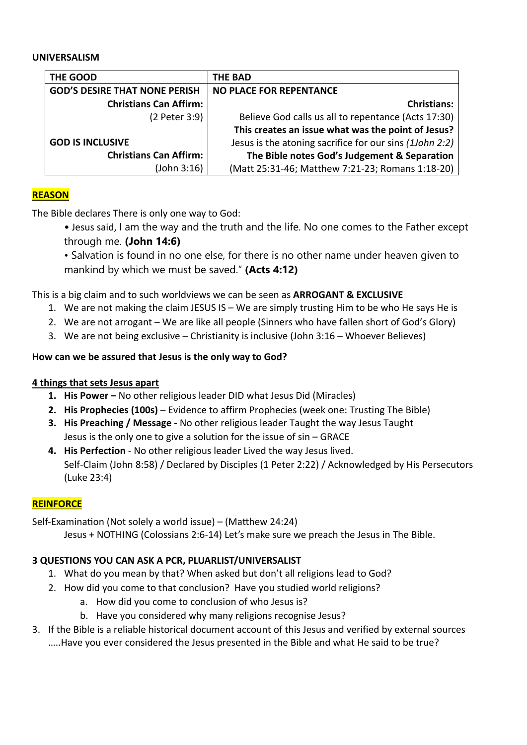**UNIVERSALISM**

| THE GOOD | THE BAD |
|---|---|
| **GOD'S DESIRE THAT NONE PERISH** | **NO PLACE FOR REPENTANCE** |
| **Christians Can Affirm:** | **Christians:** |
| (2 Peter 3:9) | Believe God calls us all to repentance (Acts 17:30) |
| | **This creates an issue what was the point of Jesus?** |
| **GOD IS INCLUSIVE** | Jesus is the atoning sacrifice for our sins *(1John 2:2)* |
| **Christians Can Affirm:** | **The Bible notes God's Judgement & Separation** |
| (John 3:16) | (Matt 25:31-46; Matthew 7:21-23; Romans 1:18-20) |

## REASON

The Bible declares There is only one way to God:

- Jesus said, I am the way and the truth and the life. No one comes to the Father except through me. **(John 14:6)**
- Salvation is found in no one else, for there is no other name under heaven given to mankind by which we must be saved." **(Acts 4:12)**

This is a big claim and to such worldviews we can be seen as **ARROGANT & EXCLUSIVE**

1. We are not making the claim JESUS IS – We are simply trusting Him to be who He says He is
2. We are not arrogant – We are like all people (Sinners who have fallen short of God's Glory)
3. We are not being exclusive – Christianity is inclusive (John 3:16 – Whoever Believes)

**How can we be assured that Jesus is the only way to God?**

**4 things that sets Jesus apart**

1. **His Power –** No other religious leader DID what Jesus Did (Miracles)
2. **His Prophecies (100s)** – Evidence to affirm Prophecies (week one: Trusting The Bible)
3. **His Preaching / Message -** No other religious leader Taught the way Jesus Taught
   Jesus is the only one to give a solution for the issue of sin – GRACE
4. **His Perfection** - No other religious leader Lived the way Jesus lived.
   Self-Claim (John 8:58) / Declared by Disciples (1 Peter 2:22) / Acknowledged by His Persecutors (Luke 23:4)

## REINFORCE

Self-Examination (Not solely a world issue) – (Matthew 24:24)
Jesus + NOTHING (Colossians 2:6-14) Let's make sure we preach the Jesus in The Bible.

**3 QUESTIONS YOU CAN ASK A PCR, PLUARLIST/UNIVERSALIST**

1. What do you mean by that? When asked but don't all religions lead to God?
2. How did you come to that conclusion? Have you studied world religions?
   a. How did you come to conclusion of who Jesus is?
   b. Have you considered why many religions recognise Jesus?
3. If the Bible is a reliable historical document account of this Jesus and verified by external sources …..Have you ever considered the Jesus presented in the Bible and what He said to be true?